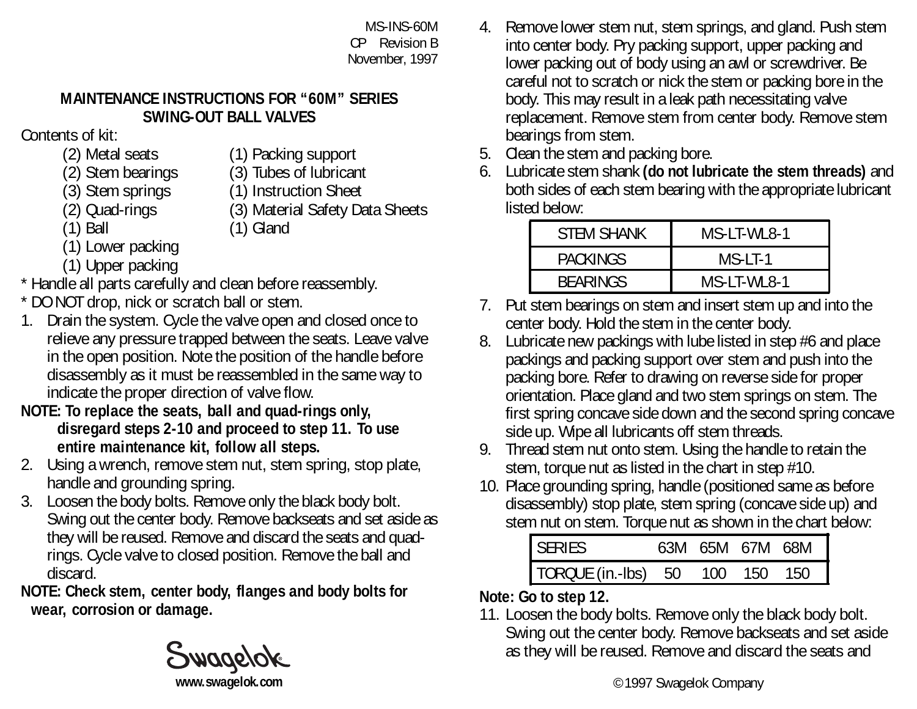MS-INS-60M
CP Revision B
November, 1997

## MAINTENANCE INSTRUCTIONS FOR "60M" SERIES SWING-OUT BALL VALVES

Contents of kit:

- (2) Metal seats
- (2) Stem bearings
- (3) Stem springs
- (2) Quad-rings
- (1) Ball
- (1) Lower packing
- (1) Upper packing
- (1) Packing support
- (3) Tubes of lubricant
- (1) Instruction Sheet
- (3) Material Safety Data Sheets
- (1) Gland

\* Handle all parts carefully and clean before reassembly.

\* DO NOT drop, nick or scratch ball or stem.

1. Drain the system. Cycle the valve open and closed once to relieve any pressure trapped between the seats. Leave valve in the open position. Note the position of the handle before disassembly as it must be reassembled in the same way to indicate the proper direction of valve flow.

**NOTE: To replace the seats, ball and quad-rings only, disregard steps 2-10 and proceed to step 11. To use entire maintenance kit, follow all steps.**

2. Using a wrench, remove stem nut, stem spring, stop plate, handle and grounding spring.
3. Loosen the body bolts. Remove only the black body bolt. Swing out the center body. Remove backseats and set aside as they will be reused. Remove and discard the seats and quad-rings. Cycle valve to closed position. Remove the ball and discard.

**NOTE: Check stem, center body, flanges and body bolts for wear, corrosion or damage.**

4. Remove lower stem nut, stem springs, and gland. Push stem into center body. Pry packing support, upper packing and lower packing out of body using an awl or screwdriver. Be careful not to scratch or nick the stem or packing bore in the body. This may result in a leak path necessitating valve replacement. Remove stem from center body. Remove stem bearings from stem.
5. Clean the stem and packing bore.
6. Lubricate stem shank **(do not lubricate the stem threads)** and both sides of each stem bearing with the appropriate lubricant listed below:

| STEM SHANK | MS-LT-WL8-1 |
|---|---|
| PACKINGS | MS-LT-1 |
| BEARINGS | MS-LT-WL8-1 |

7. Put stem bearings on stem and insert stem up and into the center body. Hold the stem in the center body.
8. Lubricate new packings with lube listed in step #6 and place packings and packing support over stem and push into the packing bore. Refer to drawing on reverse side for proper orientation. Place gland and two stem springs on stem. The first spring concave side down and the second spring concave side up. Wipe all lubricants off stem threads.
9. Thread stem nut onto stem. Using the handle to retain the stem, torque nut as listed in the chart in step #10.
10. Place grounding spring, handle (positioned same as before disassembly) stop plate, stem spring (concave side up) and stem nut on stem. Torque nut as shown in the chart below:

| SERIES | 63M | 65M | 67M | 68M |
|---|---|---|---|---|
| TORQUE (in.-lbs) | 50 | 100 | 150 | 150 |

**Note: Go to step 12.**

11. Loosen the body bolts. Remove only the black body bolt. Swing out the center body. Remove backseats and set aside as they will be reused. Remove and discard the seats and

Swagelok
www.swagelok.com

©1997 Swagelok Company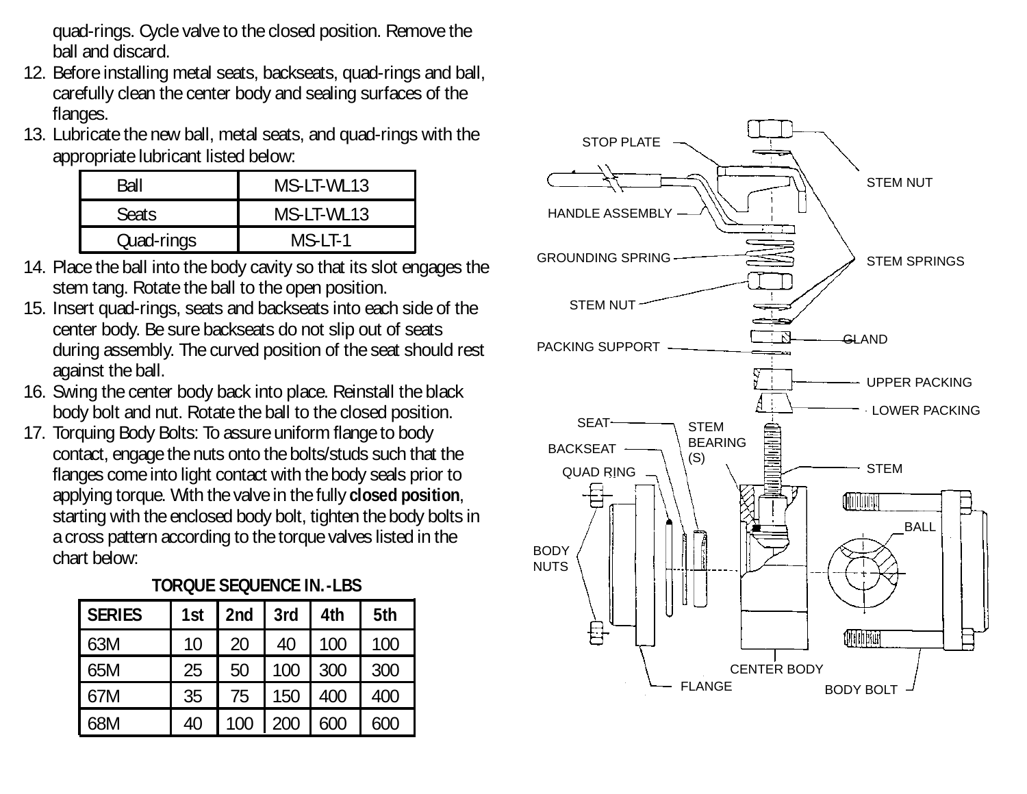quad-rings. Cycle valve to the closed position. Remove the ball and discard.

12. Before installing metal seats, backseats, quad-rings and ball, carefully clean the center body and sealing surfaces of the flanges.
13. Lubricate the new ball, metal seats, and quad-rings with the appropriate lubricant listed below:

| | |
|---|---|
| Ball | MS-LT-WL13 |
| Seats | MS-LT-WL13 |
| Quad-rings | MS-LT-1 |

14. Place the ball into the body cavity so that its slot engages the stem tang. Rotate the ball to the open position.
15. Insert quad-rings, seats and backseats into each side of the center body. Be sure backseats do not slip out of seats during assembly. The curved position of the seat should rest against the ball.
16. Swing the center body back into place. Reinstall the black body bolt and nut. Rotate the ball to the closed position.
17. Torquing Body Bolts: To assure uniform flange to body contact, engage the nuts onto the bolts/studs such that the flanges come into light contact with the body seals prior to applying torque. With the valve in the fully **closed position**, starting with the enclosed body bolt, tighten the body bolts in a cross pattern according to the torque valves listed in the chart below:

**TORQUE SEQUENCE IN.-LBS**

| SERIES | 1st | 2nd | 3rd | 4th | 5th |
|---|---|---|---|---|---|
| 63M | 10 | 20 | 40 | 100 | 100 |
| 65M | 25 | 50 | 100 | 300 | 300 |
| 67M | 35 | 75 | 150 | 400 | 400 |
| 68M | 40 | 100 | 200 | 600 | 600 |

STOP PLATE
STEM NUT
HANDLE ASSEMBLY
GROUNDING SPRING
STEM SPRINGS
STEM NUT
GLAND
PACKING SUPPORT
UPPER PACKING
LOWER PACKING
SEAT
STEM BEARING (S)
BACKSEAT
STEM
QUAD RING
BALL
BODY NUTS
CENTER BODY
FLANGE
BODY BOLT